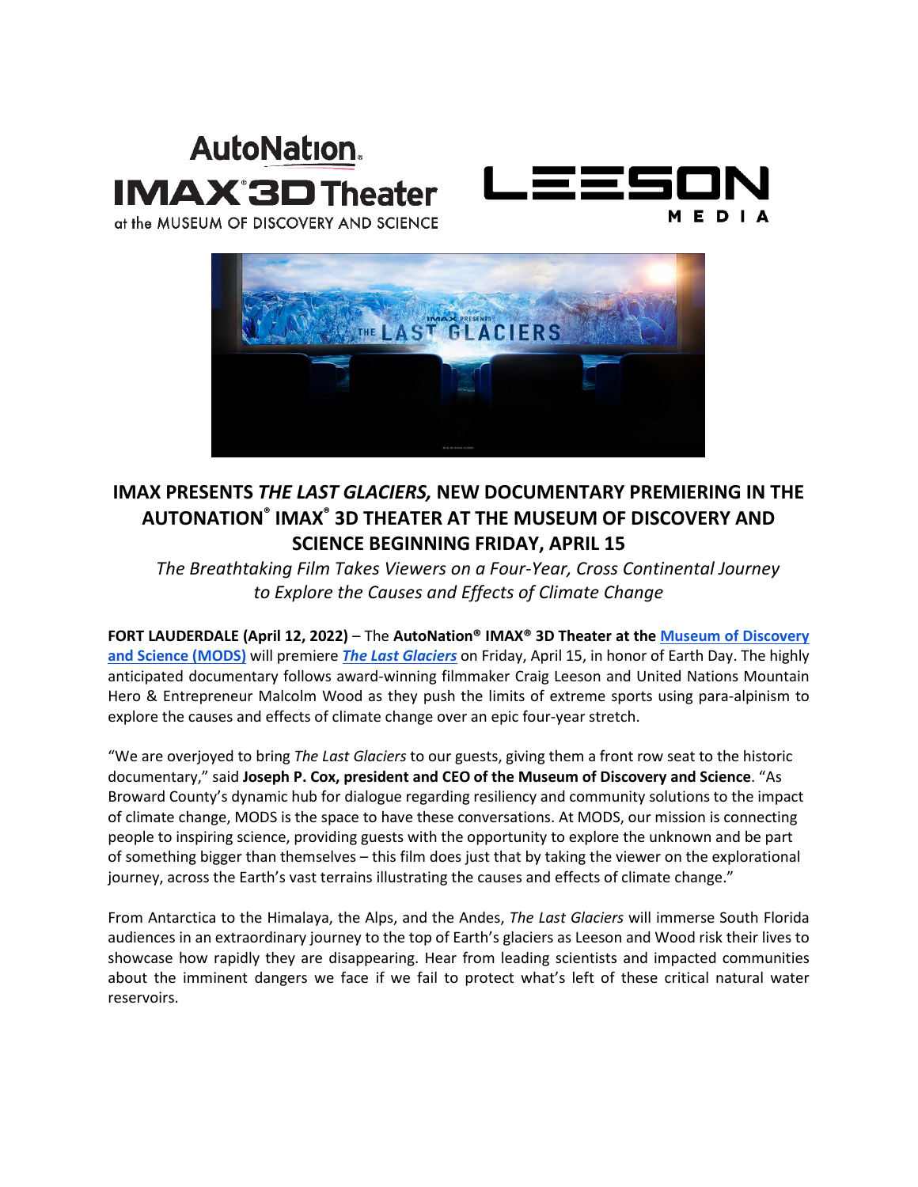# IMAX PRESENTS *THE LAST GLACIERS,* NEW DOCUMENTARY PREMIERING IN THE AUTONATION® IMAX® 3D THEATER AT THE MUSEUM OF DISCOVERY AND SCIENCE BEGINNING FRIDAY, APRIL 15

*The Breathtaking Film Takes Viewers on a Four-Year, Cross Continental Journey to Explore the Causes and Effects of Climate Change*

**FORT LAUDERDALE (April 12, 2022)** – The **AutoNation® IMAX® 3D Theater at the Museum of Discovery and Science (MODS)** will premiere ***The Last Glaciers*** on Friday, April 15, in honor of Earth Day. The highly anticipated documentary follows award-winning filmmaker Craig Leeson and United Nations Mountain Hero & Entrepreneur Malcolm Wood as they push the limits of extreme sports using para-alpinism to explore the causes and effects of climate change over an epic four-year stretch.

"We are overjoyed to bring *The Last Glaciers* to our guests, giving them a front row seat to the historic documentary," said **Joseph P. Cox, president and CEO of the Museum of Discovery and Science**. "As Broward County's dynamic hub for dialogue regarding resiliency and community solutions to the impact of climate change, MODS is the space to have these conversations. At MODS, our mission is connecting people to inspiring science, providing guests with the opportunity to explore the unknown and be part of something bigger than themselves – this film does just that by taking the viewer on the explorational journey, across the Earth's vast terrains illustrating the causes and effects of climate change."

From Antarctica to the Himalaya, the Alps, and the Andes, *The Last Glaciers* will immerse South Florida audiences in an extraordinary journey to the top of Earth's glaciers as Leeson and Wood risk their lives to showcase how rapidly they are disappearing. Hear from leading scientists and impacted communities about the imminent dangers we face if we fail to protect what's left of these critical natural water reservoirs.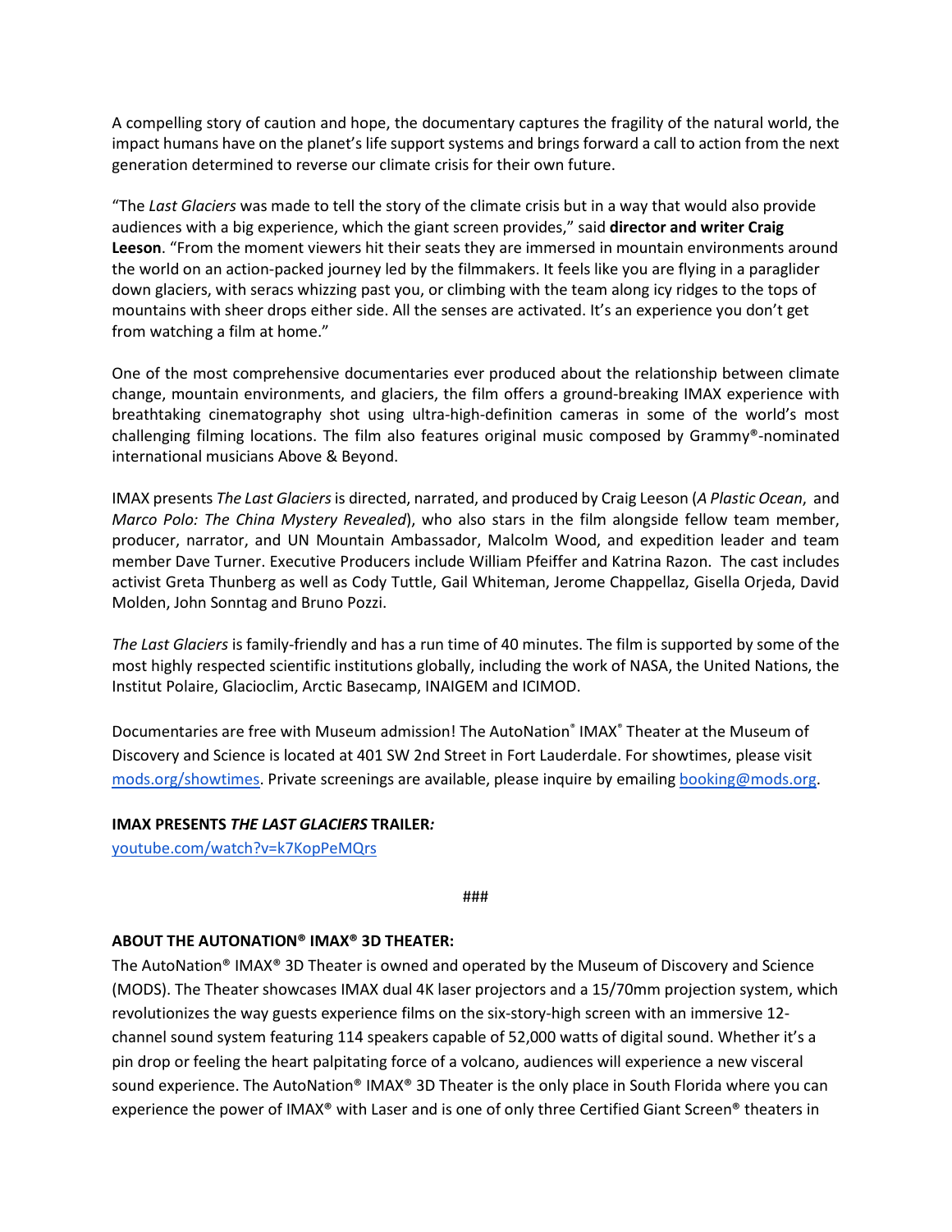A compelling story of caution and hope, the documentary captures the fragility of the natural world, the impact humans have on the planet's life support systems and brings forward a call to action from the next generation determined to reverse our climate crisis for their own future.

"The *Last Glaciers* was made to tell the story of the climate crisis but in a way that would also provide audiences with a big experience, which the giant screen provides," said **director and writer Craig Leeson**. "From the moment viewers hit their seats they are immersed in mountain environments around the world on an action-packed journey led by the filmmakers. It feels like you are flying in a paraglider down glaciers, with seracs whizzing past you, or climbing with the team along icy ridges to the tops of mountains with sheer drops either side. All the senses are activated. It's an experience you don't get from watching a film at home."

One of the most comprehensive documentaries ever produced about the relationship between climate change, mountain environments, and glaciers, the film offers a ground-breaking IMAX experience with breathtaking cinematography shot using ultra-high-definition cameras in some of the world's most challenging filming locations. The film also features original music composed by Grammy®-nominated international musicians Above & Beyond.

IMAX presents *The Last Glaciers* is directed, narrated, and produced by Craig Leeson (*A Plastic Ocean*, and *Marco Polo: The China Mystery Revealed*), who also stars in the film alongside fellow team member, producer, narrator, and UN Mountain Ambassador, Malcolm Wood, and expedition leader and team member Dave Turner. Executive Producers include William Pfeiffer and Katrina Razon. The cast includes activist Greta Thunberg as well as Cody Tuttle, Gail Whiteman, Jerome Chappellaz, Gisella Orjeda, David Molden, John Sonntag and Bruno Pozzi.

*The Last Glaciers* is family-friendly and has a run time of 40 minutes. The film is supported by some of the most highly respected scientific institutions globally, including the work of NASA, the United Nations, the Institut Polaire, Glacioclim, Arctic Basecamp, INAIGEM and ICIMOD.

Documentaries are free with Museum admission! The AutoNation® IMAX® Theater at the Museum of Discovery and Science is located at 401 SW 2nd Street in Fort Lauderdale. For showtimes, please visit [mods.org/showtimes](mods.org/showtimes). Private screenings are available, please inquire by emailing [booking@mods.org](mailto:booking@mods.org).

**IMAX PRESENTS *THE LAST GLACIERS* TRAILER*:***

[youtube.com/watch?v=k7KopPeMQrs](youtube.com/watch?v=k7KopPeMQrs)

###

**ABOUT THE AUTONATION® IMAX® 3D THEATER:**

The AutoNation® IMAX® 3D Theater is owned and operated by the Museum of Discovery and Science (MODS). The Theater showcases IMAX dual 4K laser projectors and a 15/70mm projection system, which revolutionizes the way guests experience films on the six-story-high screen with an immersive 12-channel sound system featuring 114 speakers capable of 52,000 watts of digital sound. Whether it's a pin drop or feeling the heart palpitating force of a volcano, audiences will experience a new visceral sound experience. The AutoNation® IMAX® 3D Theater is the only place in South Florida where you can experience the power of IMAX® with Laser and is one of only three Certified Giant Screen® theaters in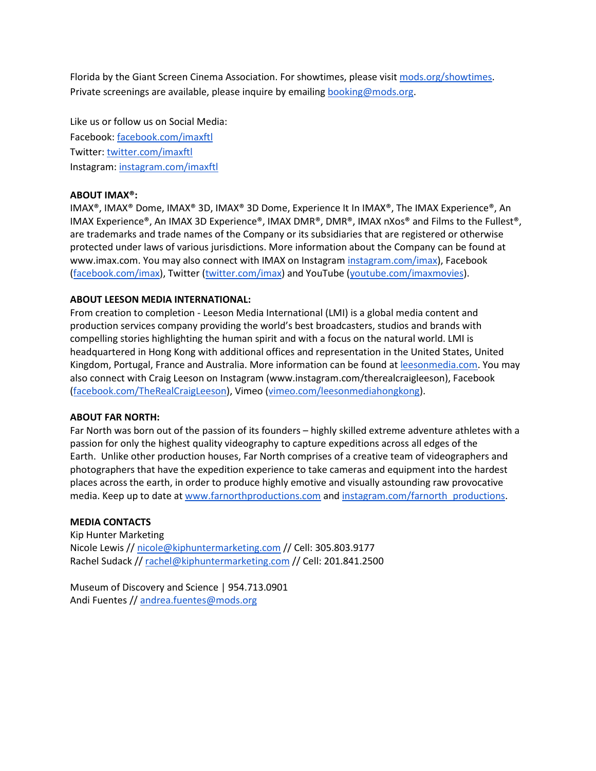Florida by the Giant Screen Cinema Association. For showtimes, please visit mods.org/showtimes. Private screenings are available, please inquire by emailing booking@mods.org.

Like us or follow us on Social Media:
Facebook: facebook.com/imaxftl
Twitter: twitter.com/imaxftl
Instagram: instagram.com/imaxftl

**ABOUT IMAX®:**
IMAX®, IMAX® Dome, IMAX® 3D, IMAX® 3D Dome, Experience It In IMAX®, The IMAX Experience®, An IMAX Experience®, An IMAX 3D Experience®, IMAX DMR®, DMR®, IMAX nXos® and Films to the Fullest®, are trademarks and trade names of the Company or its subsidiaries that are registered or otherwise protected under laws of various jurisdictions. More information about the Company can be found at www.imax.com. You may also connect with IMAX on Instagram instagram.com/imax), Facebook (facebook.com/imax), Twitter (twitter.com/imax) and YouTube (youtube.com/imaxmovies).

**ABOUT LEESON MEDIA INTERNATIONAL:**
From creation to completion - Leeson Media International (LMI) is a global media content and production services company providing the world's best broadcasters, studios and brands with compelling stories highlighting the human spirit and with a focus on the natural world. LMI is headquartered in Hong Kong with additional offices and representation in the United States, United Kingdom, Portugal, France and Australia. More information can be found at leesonmedia.com. You may also connect with Craig Leeson on Instagram (www.instagram.com/therealcraigleeson), Facebook (facebook.com/TheRealCraigLeeson), Vimeo (vimeo.com/leesonmediahongkong).

**ABOUT FAR NORTH:**
Far North was born out of the passion of its founders – highly skilled extreme adventure athletes with a passion for only the highest quality videography to capture expeditions across all edges of the Earth. Unlike other production houses, Far North comprises of a creative team of videographers and photographers that have the expedition experience to take cameras and equipment into the hardest places across the earth, in order to produce highly emotive and visually astounding raw provocative media. Keep up to date at www.farnorthproductions.com and instagram.com/farnorth_productions.

**MEDIA CONTACTS**
Kip Hunter Marketing
Nicole Lewis // nicole@kiphuntermarketing.com // Cell: 305.803.9177
Rachel Sudack // rachel@kiphuntermarketing.com // Cell: 201.841.2500

Museum of Discovery and Science | 954.713.0901
Andi Fuentes // andrea.fuentes@mods.org